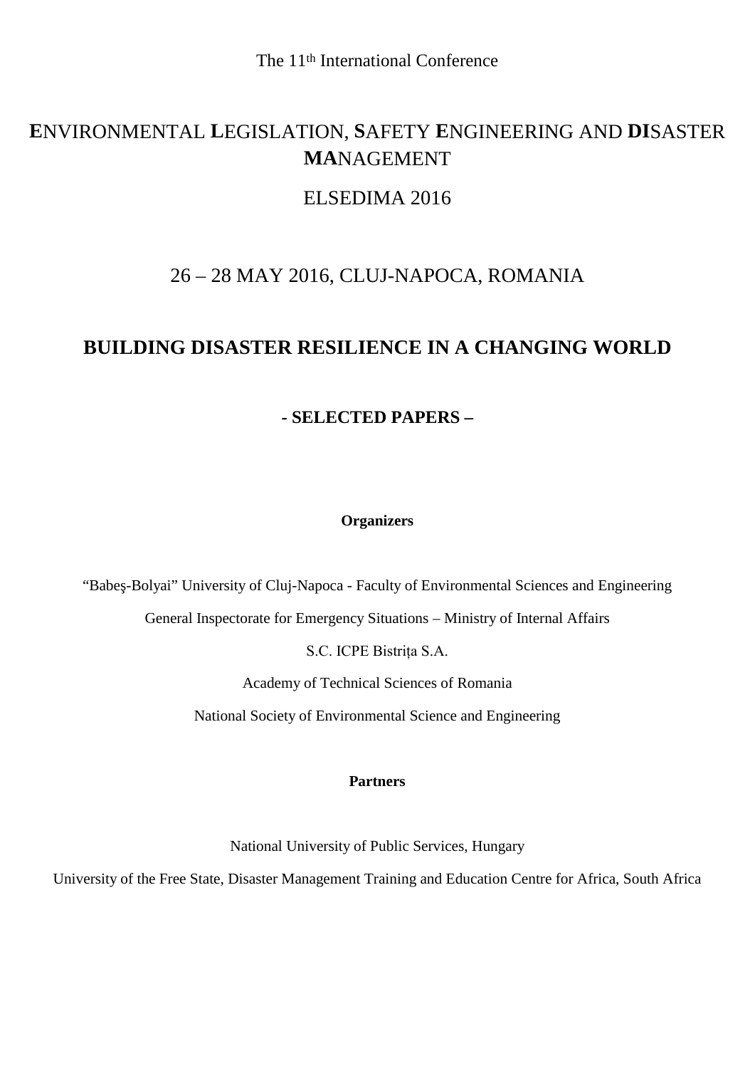The 11th International Conference

# **E**NVIRONMENTAL **L**EGISLATION, **S**AFETY **E**NGINEERING AND **DI**SASTER **MA**NAGEMENT

ELSEDIMA 2016

26 – 28 MAY 2016, CLUJ-NAPOCA, ROMANIA

## **BUILDING DISASTER RESILIENCE IN A CHANGING WORLD**

**- SELECTED PAPERS –**

**Organizers**

"Babeş-Bolyai" University of Cluj-Napoca - Faculty of Environmental Sciences and Engineering

General Inspectorate for Emergency Situations – Ministry of Internal Affairs

S.C. ICPE Bistrița S.A.

Academy of Technical Sciences of Romania

National Society of Environmental Science and Engineering

**Partners**

National University of Public Services, Hungary

University of the Free State, Disaster Management Training and Education Centre for Africa, South Africa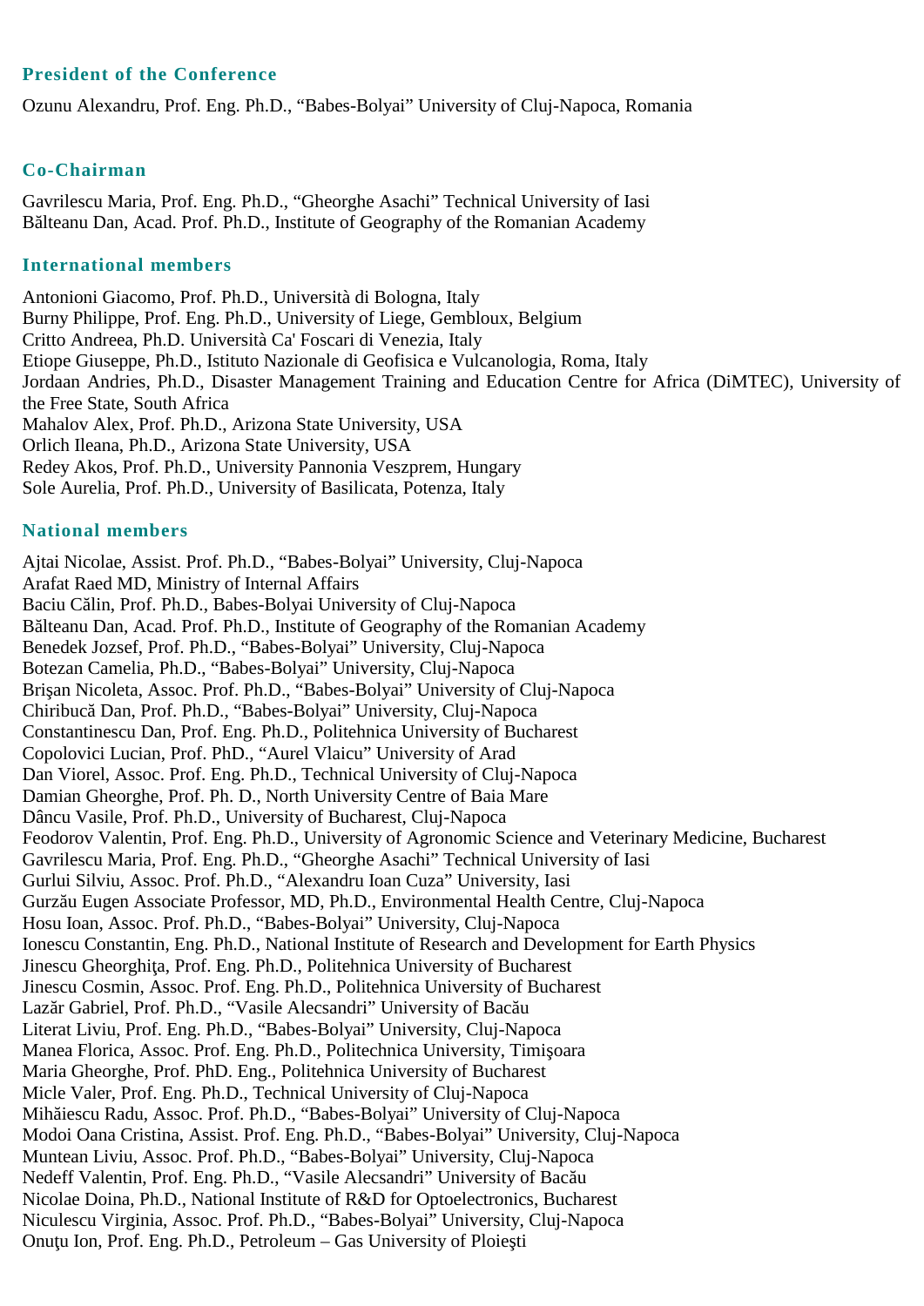## President of the Conference

Ozunu Alexandru, Prof. Eng. Ph.D., “Babes-Bolyai” University of Cluj-Napoca, Romania

## Co-Chairman

Gavrilescu Maria, Prof. Eng. Ph.D., “Gheorghe Asachi” Technical University of Iasi
Bălteanu Dan, Acad. Prof. Ph.D., Institute of Geography of the Romanian Academy

## International members

Antonioni Giacomo, Prof. Ph.D., Università di Bologna, Italy
Burny Philippe, Prof. Eng. Ph.D., University of Liege, Gembloux, Belgium
Critto Andreea, Ph.D. Università Ca' Foscari di Venezia, Italy
Etiope Giuseppe, Ph.D., Istituto Nazionale di Geofisica e Vulcanologia, Roma, Italy
Jordaan Andries, Ph.D., Disaster Management Training and Education Centre for Africa (DiMTEC), University of the Free State, South Africa
Mahalov Alex, Prof. Ph.D., Arizona State University, USA
Orlich Ileana, Ph.D., Arizona State University, USA
Redey Akos, Prof. Ph.D., University Pannonia Veszprem, Hungary
Sole Aurelia, Prof. Ph.D., University of Basilicata, Potenza, Italy

## National members

Ajtai Nicolae, Assist. Prof. Ph.D., “Babes-Bolyai” University, Cluj-Napoca
Arafat Raed MD, Ministry of Internal Affairs
Baciu Călin, Prof. Ph.D., Babes-Bolyai University of Cluj-Napoca
Bălteanu Dan, Acad. Prof. Ph.D., Institute of Geography of the Romanian Academy
Benedek Jozsef, Prof. Ph.D., “Babes-Bolyai” University, Cluj-Napoca
Botezan Camelia, Ph.D., “Babes-Bolyai” University, Cluj-Napoca
Brişan Nicoleta, Assoc. Prof. Ph.D., “Babes-Bolyai” University of Cluj-Napoca
Chiribucă Dan, Prof. Ph.D., “Babes-Bolyai” University, Cluj-Napoca
Constantinescu Dan, Prof. Eng. Ph.D., Politehnica University of Bucharest
Copolovici Lucian, Prof. PhD., “Aurel Vlaicu” University of Arad
Dan Viorel, Assoc. Prof. Eng. Ph.D., Technical University of Cluj-Napoca
Damian Gheorghe, Prof. Ph. D., North University Centre of Baia Mare
Dâncu Vasile, Prof. Ph.D., University of Bucharest, Cluj-Napoca
Feodorov Valentin, Prof. Eng. Ph.D., University of Agronomic Science and Veterinary Medicine, Bucharest
Gavrilescu Maria, Prof. Eng. Ph.D., “Gheorghe Asachi” Technical University of Iasi
Gurlui Silviu, Assoc. Prof. Ph.D., “Alexandru Ioan Cuza” University, Iasi
Gurzău Eugen Associate Professor, MD, Ph.D., Environmental Health Centre, Cluj-Napoca
Hosu Ioan, Assoc. Prof. Ph.D., “Babes-Bolyai” University, Cluj-Napoca
Ionescu Constantin, Eng. Ph.D., National Institute of Research and Development for Earth Physics
Jinescu Gheorghiţa, Prof. Eng. Ph.D., Politehnica University of Bucharest
Jinescu Cosmin, Assoc. Prof. Eng. Ph.D., Politehnica University of Bucharest
Lazăr Gabriel, Prof. Ph.D., “Vasile Alecsandri” University of Bacău
Literat Liviu, Prof. Eng. Ph.D., “Babes-Bolyai” University, Cluj-Napoca
Manea Florica, Assoc. Prof. Eng. Ph.D., Politechnica University, Timişoara
Maria Gheorghe, Prof. PhD. Eng., Politehnica University of Bucharest
Micle Valer, Prof. Eng. Ph.D., Technical University of Cluj-Napoca
Mihăiescu Radu, Assoc. Prof. Ph.D., “Babes-Bolyai” University of Cluj-Napoca
Modoi Oana Cristina, Assist. Prof. Eng. Ph.D., “Babes-Bolyai” University, Cluj-Napoca
Muntean Liviu, Assoc. Prof. Ph.D., “Babes-Bolyai” University, Cluj-Napoca
Nedeff Valentin, Prof. Eng. Ph.D., “Vasile Alecsandri” University of Bacău
Nicolae Doina, Ph.D., National Institute of R&D for Optoelectronics, Bucharest
Niculescu Virginia, Assoc. Prof. Ph.D., “Babes-Bolyai” University, Cluj-Napoca
Onuţu Ion, Prof. Eng. Ph.D., Petroleum – Gas University of Ploieşti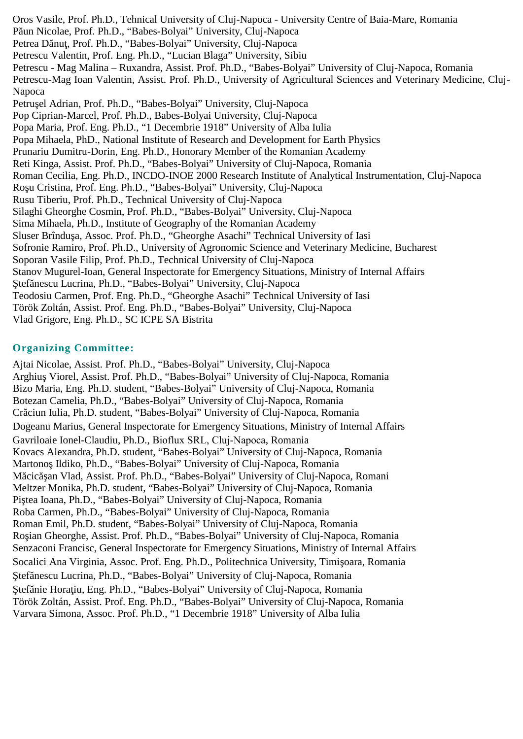Oros Vasile, Prof. Ph.D., Tehnical University of Cluj-Napoca - University Centre of Baia-Mare, Romania
Păun Nicolae, Prof. Ph.D., "Babes-Bolyai" University, Cluj-Napoca
Petrea Dănuţ, Prof. Ph.D., "Babes-Bolyai" University, Cluj-Napoca
Petrescu Valentin, Prof. Eng. Ph.D., "Lucian Blaga" University, Sibiu
Petrescu - Mag Malina – Ruxandra, Assist. Prof. Ph.D., "Babes-Bolyai" University of Cluj-Napoca, Romania
Petrescu-Mag Ioan Valentin, Assist. Prof. Ph.D., University of Agricultural Sciences and Veterinary Medicine, Cluj-Napoca
Petruşel Adrian, Prof. Ph.D., "Babes-Bolyai" University, Cluj-Napoca
Pop Ciprian-Marcel, Prof. Ph.D., Babes-Bolyai University, Cluj-Napoca
Popa Maria, Prof. Eng. Ph.D., "1 Decembrie 1918" University of Alba Iulia
Popa Mihaela, PhD., National Institute of Research and Development for Earth Physics
Prunariu Dumitru-Dorin, Eng. Ph.D., Honorary Member of the Romanian Academy
Reti Kinga, Assist. Prof. Ph.D., "Babes-Bolyai" University of Cluj-Napoca, Romania
Roman Cecilia, Eng. Ph.D., INCDO-INOE 2000 Research Institute of Analytical Instrumentation, Cluj-Napoca
Roşu Cristina, Prof. Eng. Ph.D., "Babes-Bolyai" University, Cluj-Napoca
Rusu Tiberiu, Prof. Ph.D., Technical University of Cluj-Napoca
Silaghi Gheorghe Cosmin, Prof. Ph.D., "Babes-Bolyai" University, Cluj-Napoca
Sima Mihaela, Ph.D., Institute of Geography of the Romanian Academy
Sluser Brînduşa, Assoc. Prof. Ph.D., "Gheorghe Asachi" Technical University of Iasi
Sofronie Ramiro, Prof. Ph.D., University of Agronomic Science and Veterinary Medicine, Bucharest
Soporan Vasile Filip, Prof. Ph.D., Technical University of Cluj-Napoca
Stanov Mugurel-Ioan, General Inspectorate for Emergency Situations, Ministry of Internal Affairs
Ştefănescu Lucrina, Ph.D., "Babes-Bolyai" University, Cluj-Napoca
Teodosiu Carmen, Prof. Eng. Ph.D., "Gheorghe Asachi" Technical University of Iasi
Török Zoltán, Assist. Prof. Eng. Ph.D., "Babes-Bolyai" University, Cluj-Napoca
Vlad Grigore, Eng. Ph.D., SC ICPE SA Bistrita

## Organizing Committee:

Ajtai Nicolae, Assist. Prof. Ph.D., "Babes-Bolyai" University, Cluj-Napoca
Arghiuş Viorel, Assist. Prof. Ph.D., "Babes-Bolyai" University of Cluj-Napoca, Romania
Bizo Maria, Eng. Ph.D. student, "Babes-Bolyai" University of Cluj-Napoca, Romania
Botezan Camelia, Ph.D., "Babes-Bolyai" University of Cluj-Napoca, Romania
Crăciun Iulia, Ph.D. student, "Babes-Bolyai" University of Cluj-Napoca, Romania
Dogeanu Marius, General Inspectorate for Emergency Situations, Ministry of Internal Affairs
Gavriloaie Ionel-Claudiu, Ph.D., Bioflux SRL, Cluj-Napoca, Romania
Kovacs Alexandra, Ph.D. student, "Babes-Bolyai" University of Cluj-Napoca, Romania
Martonoş Ildiko, Ph.D., "Babes-Bolyai" University of Cluj-Napoca, Romania
Măcicăşan Vlad, Assist. Prof. Ph.D., "Babes-Bolyai" University of Cluj-Napoca, Romani
Meltzer Monika, Ph.D. student, "Babes-Bolyai" University of Cluj-Napoca, Romania
Piştea Ioana, Ph.D., "Babes-Bolyai" University of Cluj-Napoca, Romania
Roba Carmen, Ph.D., "Babes-Bolyai" University of Cluj-Napoca, Romania
Roman Emil, Ph.D. student, "Babes-Bolyai" University of Cluj-Napoca, Romania
Roşian Gheorghe, Assist. Prof. Ph.D., "Babes-Bolyai" University of Cluj-Napoca, Romania
Senzaconi Francisc, General Inspectorate for Emergency Situations, Ministry of Internal Affairs
Socalici Ana Virginia, Assoc. Prof. Eng. Ph.D., Politechnica University, Timişoara, Romania
Ştefănescu Lucrina, Ph.D., "Babes-Bolyai" University of Cluj-Napoca, Romania
Ştefănie Horaţiu, Eng. Ph.D., "Babes-Bolyai" University of Cluj-Napoca, Romania
Török Zoltán, Assist. Prof. Eng. Ph.D., "Babes-Bolyai" University of Cluj-Napoca, Romania
Varvara Simona, Assoc. Prof. Ph.D., "1 Decembrie 1918" University of Alba Iulia